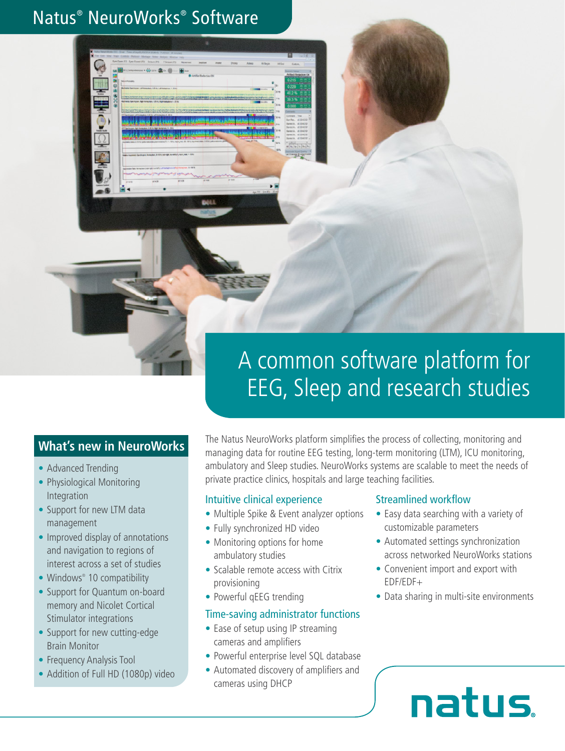# Natus® NeuroWorks® Software

## A common software platform for EEG, Sleep and research studies

### What's new in NeuroWorks

- Advanced Trending
- Physiological Monitoring Integration
- Support for new LTM data management
- Improved display of annotations and navigation to regions of interest across a set of studies
- Windows® 10 compatibility
- Support for Quantum on-board memory and Nicolet Cortical Stimulator integrations
- Support for new cutting-edge Brain Monitor
- Frequency Analysis Tool
- Addition of Full HD (1080p) video

The Natus NeuroWorks platform simplifies the process of collecting, monitoring and managing data for routine EEG testing, long-term monitoring (LTM), ICU monitoring, ambulatory and Sleep studies. NeuroWorks systems are scalable to meet the needs of private practice clinics, hospitals and large teaching facilities.

### Intuitive clinical experience

- Multiple Spike & Event analyzer options
- Fully synchronized HD video
- Monitoring options for home ambulatory studies
- Scalable remote access with Citrix provisioning
- Powerful qEEG trending

### Time-saving administrator functions

- Ease of setup using IP streaming cameras and amplifiers
- Powerful enterprise level SQL database
- Automated discovery of amplifiers and cameras using DHCP

### Streamlined workflow

- Easy data searching with a variety of customizable parameters
- Automated settings synchronization across networked NeuroWorks stations
- Convenient import and export with EDF/EDF+
- Data sharing in multi-site environments

natus.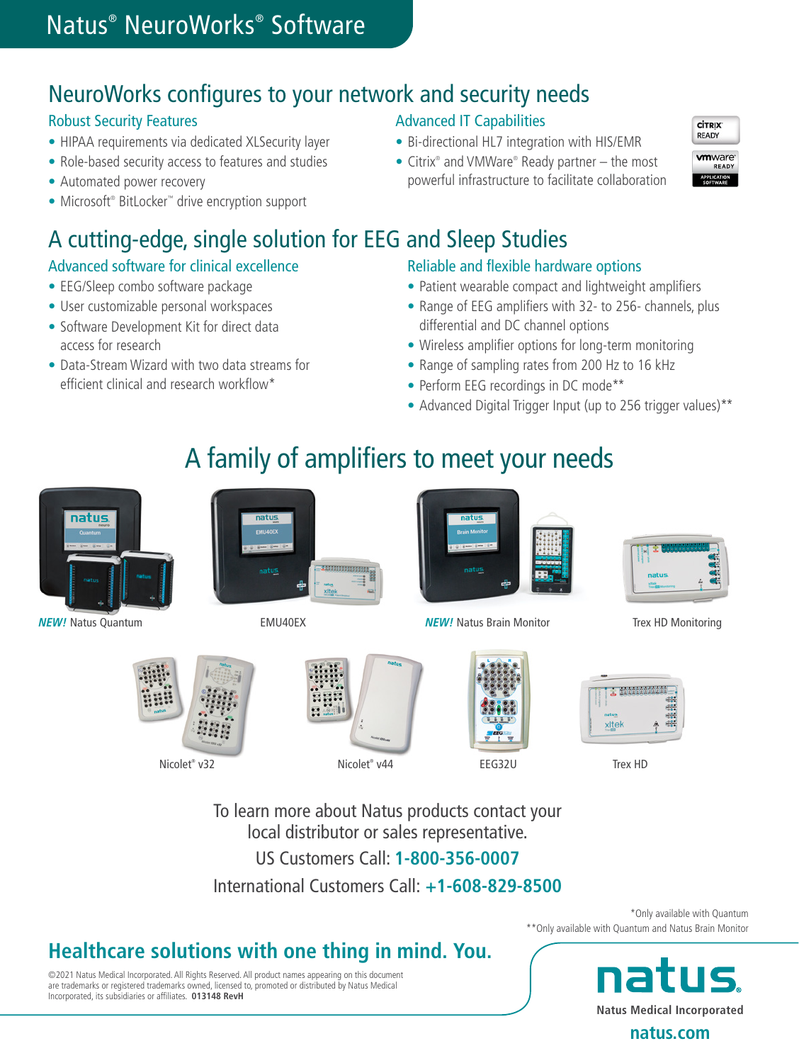# Natus® NeuroWorks® Software

## NeuroWorks configures to your network and security needs

### Robust Security Features

- HIPAA requirements via dedicated XLSecurity layer
- Role-based security access to features and studies
- Automated power recovery
- Microsoft® BitLocker™ drive encryption support

### Advanced IT Capabilities

- Bi-directional HL7 integration with HIS/EMR
- Citrix® and VMWare® Ready partner – the most powerful infrastructure to facilitate collaboration

CITRIX READY

vmware READY APPLICATION SOFTWARE

## A cutting-edge, single solution for EEG and Sleep Studies

### Advanced software for clinical excellence

- EEG/Sleep combo software package
- User customizable personal workspaces
- Software Development Kit for direct data access for research
- Data-Stream Wizard with two data streams for efficient clinical and research workflow*

### Reliable and flexible hardware options

- Patient wearable compact and lightweight amplifiers
- Range of EEG amplifiers with 32- to 256- channels, plus differential and DC channel options
- Wireless amplifier options for long-term monitoring
- Range of sampling rates from 200 Hz to 16 kHz
- Perform EEG recordings in DC mode**
- Advanced Digital Trigger Input (up to 256 trigger values)**

## A family of amplifiers to meet your needs

*NEW!* Natus Quantum

EMU40EX

*NEW!* Natus Brain Monitor

Trex HD Monitoring

Nicolet® v32

Nicolet® v44

EEG32U

Trex HD

To learn more about Natus products contact your local distributor or sales representative.

US Customers Call: **1-800-356-0007**

International Customers Call: **+1-608-829-8500**

*Only available with Quantum

**Only available with Quantum and Natus Brain Monitor

**Healthcare solutions with one thing in mind. You.**

©2021 Natus Medical Incorporated. All Rights Reserved. All product names appearing on this document are trademarks or registered trademarks owned, licensed to, promoted or distributed by Natus Medical Incorporated, its subsidiaries or affiliates. **013148 RevH**

natus.

Natus Medical Incorporated

**natus.com**